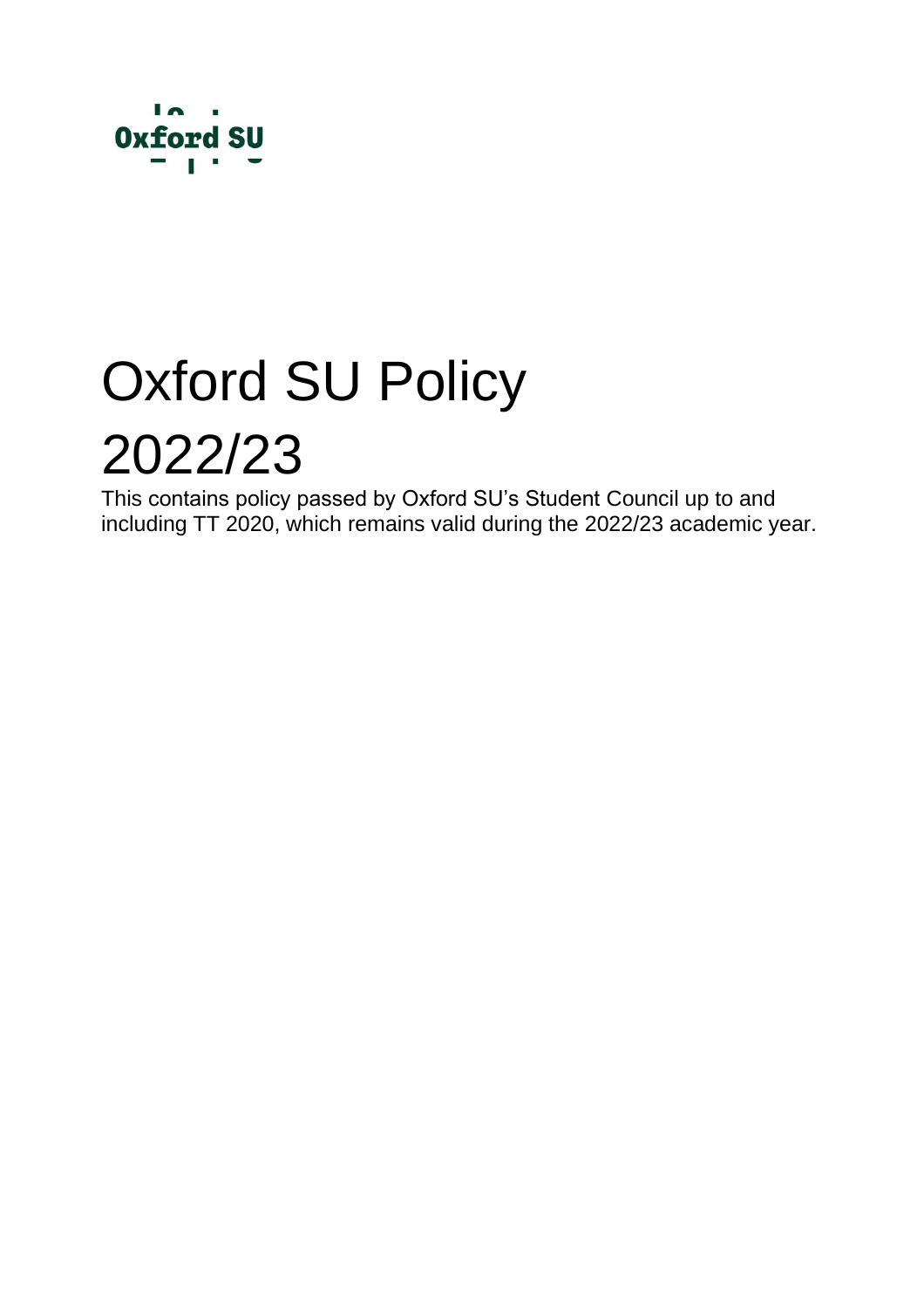Oxford SU

# Oxford SU Policy 2022/23

This contains policy passed by Oxford SU's Student Council up to and including TT 2020, which remains valid during the 2022/23 academic year.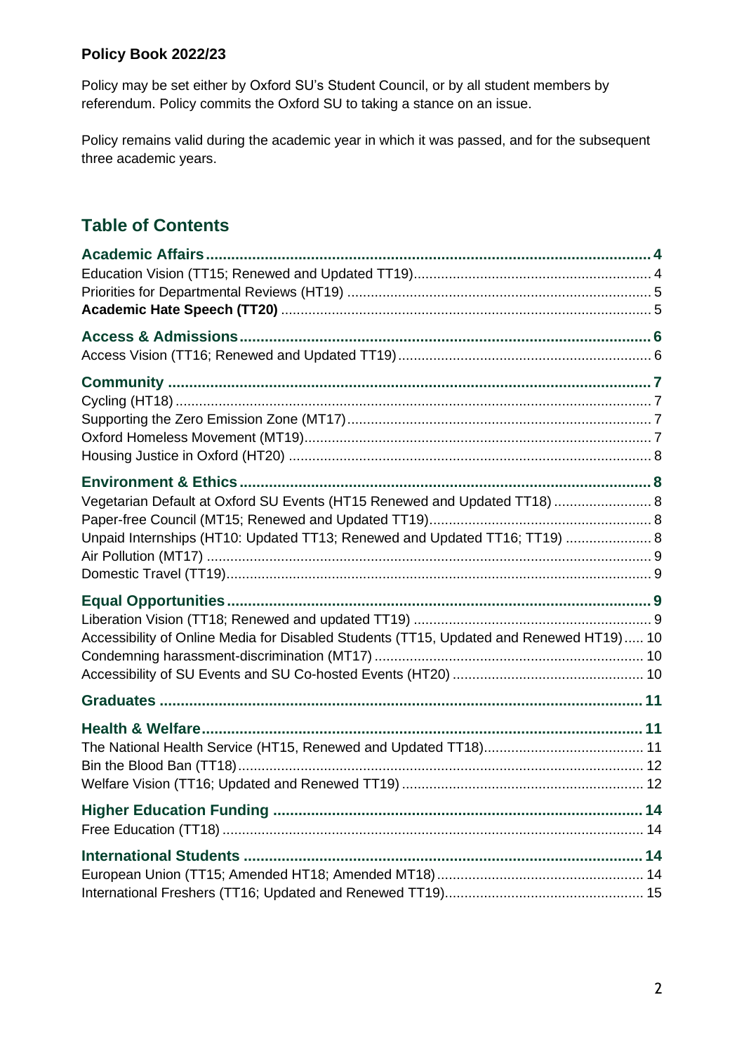**Policy Book 2022/23**

Policy may be set either by Oxford SU's Student Council, or by all student members by referendum. Policy commits the Oxford SU to taking a stance on an issue.

Policy remains valid during the academic year in which it was passed, and for the subsequent three academic years.

## Table of Contents

**Academic Affairs** ... 4
- Education Vision (TT15; Renewed and Updated TT19) ... 4
- Priorities for Departmental Reviews (HT19) ... 5
- **Academic Hate Speech (TT20)** ... 5

**Access & Admissions** ... 6
- Access Vision (TT16; Renewed and Updated TT19) ... 6

**Community** ... 7
- Cycling (HT18) ... 7
- Supporting the Zero Emission Zone (MT17) ... 7
- Oxford Homeless Movement (MT19) ... 7
- Housing Justice in Oxford (HT20) ... 8

**Environment & Ethics** ... 8
- Vegetarian Default at Oxford SU Events (HT15 Renewed and Updated TT18) ... 8
- Paper-free Council (MT15; Renewed and Updated TT19) ... 8
- Unpaid Internships (HT10: Updated TT13; Renewed and Updated TT16; TT19) ... 8
- Air Pollution (MT17) ... 9
- Domestic Travel (TT19) ... 9

**Equal Opportunities** ... 9
- Liberation Vision (TT18; Renewed and updated TT19) ... 9
- Accessibility of Online Media for Disabled Students (TT15, Updated and Renewed HT19) ... 10
- Condemning harassment-discrimination (MT17) ... 10
- Accessibility of SU Events and SU Co-hosted Events (HT20) ... 10

**Graduates** ... 11

**Health & Welfare** ... 11
- The National Health Service (HT15, Renewed and Updated TT18) ... 11
- Bin the Blood Ban (TT18) ... 12
- Welfare Vision (TT16; Updated and Renewed TT19) ... 12

**Higher Education Funding** ... 14
- Free Education (TT18) ... 14

**International Students** ... 14
- European Union (TT15; Amended HT18; Amended MT18) ... 14
- International Freshers (TT16; Updated and Renewed TT19) ... 15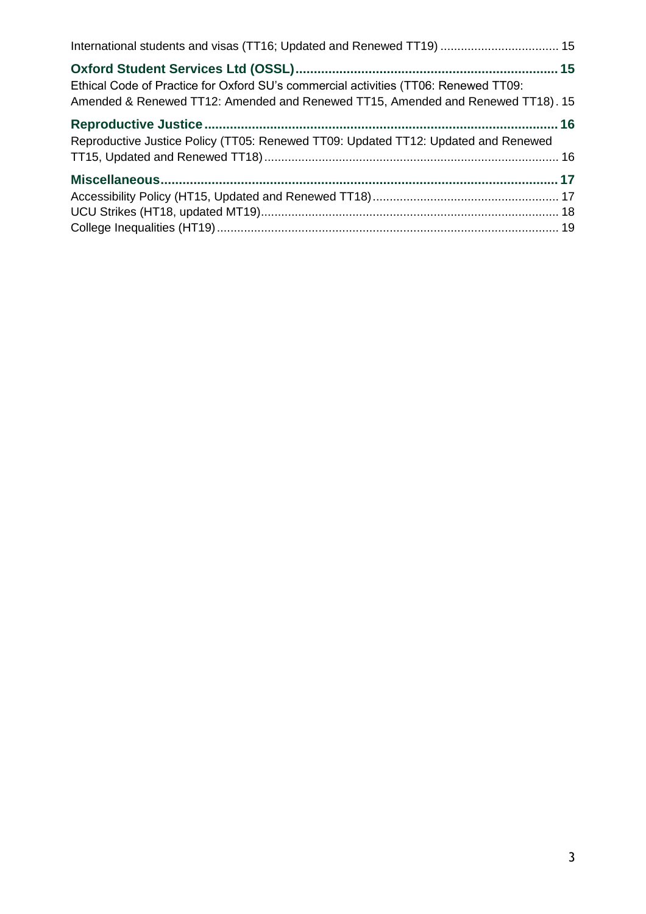International students and visas (TT16; Updated and Renewed TT19) .................................. 15

**Oxford Student Services Ltd (OSSL)....................................................................... 15**

Ethical Code of Practice for Oxford SU's commercial activities (TT06: Renewed TT09: Amended & Renewed TT12: Amended and Renewed TT15, Amended and Renewed TT18). 15

**Reproductive Justice................................................................................................ 16**

Reproductive Justice Policy (TT05: Renewed TT09: Updated TT12: Updated and Renewed TT15, Updated and Renewed TT18)..................................................................................... 16

**Miscellaneous.......................................................................................................... 17**

Accessibility Policy (HT15, Updated and Renewed TT18)...................................................... 17

UCU Strikes (HT18, updated MT19)....................................................................................... 18

College Inequalities (HT19).................................................................................................... 19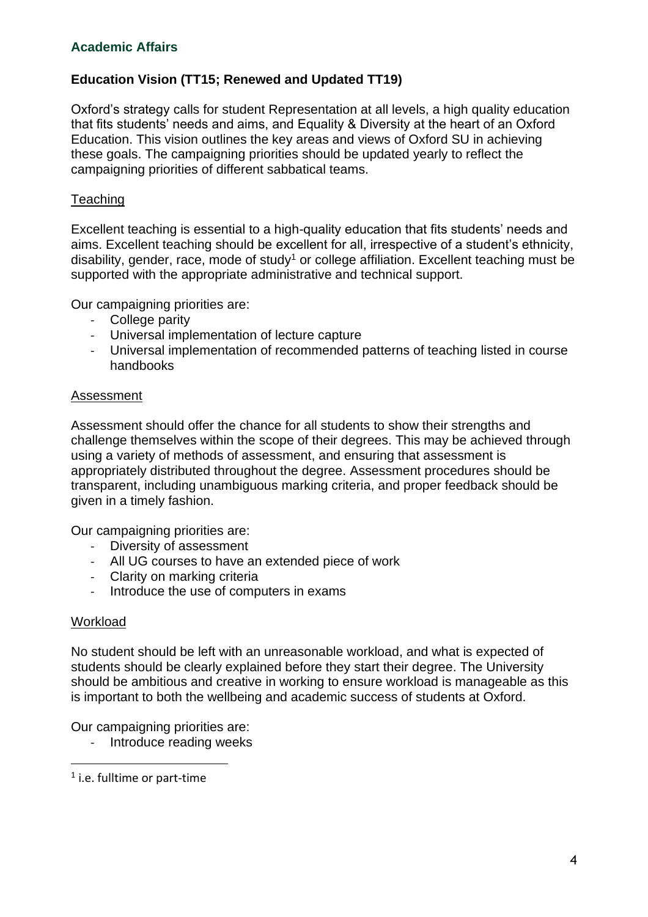## Academic Affairs

### Education Vision (TT15; Renewed and Updated TT19)

Oxford's strategy calls for student Representation at all levels, a high quality education that fits students' needs and aims, and Equality & Diversity at the heart of an Oxford Education. This vision outlines the key areas and views of Oxford SU in achieving these goals. The campaigning priorities should be updated yearly to reflect the campaigning priorities of different sabbatical teams.

#### Teaching

Excellent teaching is essential to a high-quality education that fits students' needs and aims. Excellent teaching should be excellent for all, irrespective of a student's ethnicity, disability, gender, race, mode of study[1] or college affiliation. Excellent teaching must be supported with the appropriate administrative and technical support.

Our campaigning priorities are:

- College parity
- Universal implementation of lecture capture
- Universal implementation of recommended patterns of teaching listed in course handbooks

#### Assessment

Assessment should offer the chance for all students to show their strengths and challenge themselves within the scope of their degrees. This may be achieved through using a variety of methods of assessment, and ensuring that assessment is appropriately distributed throughout the degree. Assessment procedures should be transparent, including unambiguous marking criteria, and proper feedback should be given in a timely fashion.

Our campaigning priorities are:

- Diversity of assessment
- All UG courses to have an extended piece of work
- Clarity on marking criteria
- Introduce the use of computers in exams

#### Workload

No student should be left with an unreasonable workload, and what is expected of students should be clearly explained before they start their degree. The University should be ambitious and creative in working to ensure workload is manageable as this is important to both the wellbeing and academic success of students at Oxford.

Our campaigning priorities are:

- Introduce reading weeks

---

[1] i.e. fulltime or part-time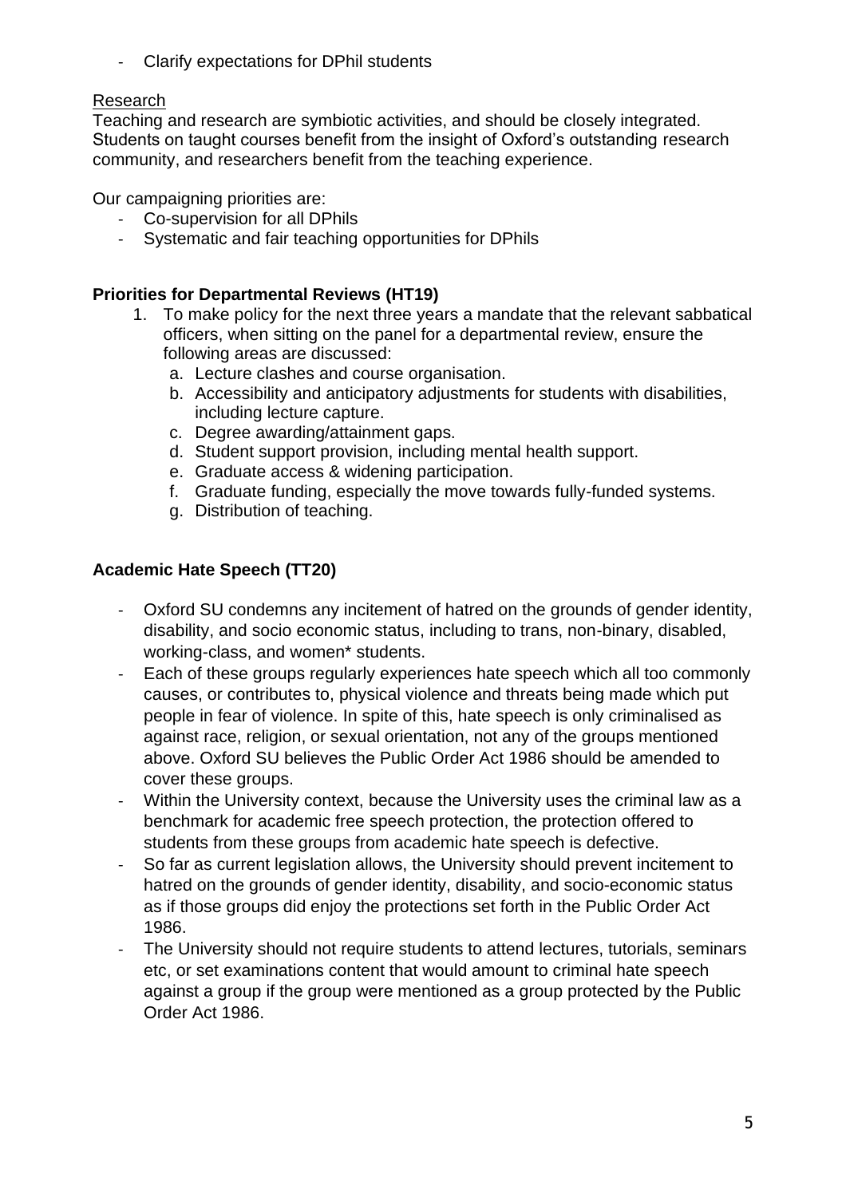- Clarify expectations for DPhil students

Research

Teaching and research are symbiotic activities, and should be closely integrated. Students on taught courses benefit from the insight of Oxford's outstanding research community, and researchers benefit from the teaching experience.

Our campaigning priorities are:

- Co-supervision for all DPhils
- Systematic and fair teaching opportunities for DPhils

**Priorities for Departmental Reviews (HT19)**

1. To make policy for the next three years a mandate that the relevant sabbatical officers, when sitting on the panel for a departmental review, ensure the following areas are discussed:
   a. Lecture clashes and course organisation.
   b. Accessibility and anticipatory adjustments for students with disabilities, including lecture capture.
   c. Degree awarding/attainment gaps.
   d. Student support provision, including mental health support.
   e. Graduate access & widening participation.
   f. Graduate funding, especially the move towards fully-funded systems.
   g. Distribution of teaching.

**Academic Hate Speech (TT20)**

- Oxford SU condemns any incitement of hatred on the grounds of gender identity, disability, and socio economic status, including to trans, non-binary, disabled, working-class, and women* students.
- Each of these groups regularly experiences hate speech which all too commonly causes, or contributes to, physical violence and threats being made which put people in fear of violence. In spite of this, hate speech is only criminalised as against race, religion, or sexual orientation, not any of the groups mentioned above. Oxford SU believes the Public Order Act 1986 should be amended to cover these groups.
- Within the University context, because the University uses the criminal law as a benchmark for academic free speech protection, the protection offered to students from these groups from academic hate speech is defective.
- So far as current legislation allows, the University should prevent incitement to hatred on the grounds of gender identity, disability, and socio-economic status as if those groups did enjoy the protections set forth in the Public Order Act 1986.
- The University should not require students to attend lectures, tutorials, seminars etc, or set examinations content that would amount to criminal hate speech against a group if the group were mentioned as a group protected by the Public Order Act 1986.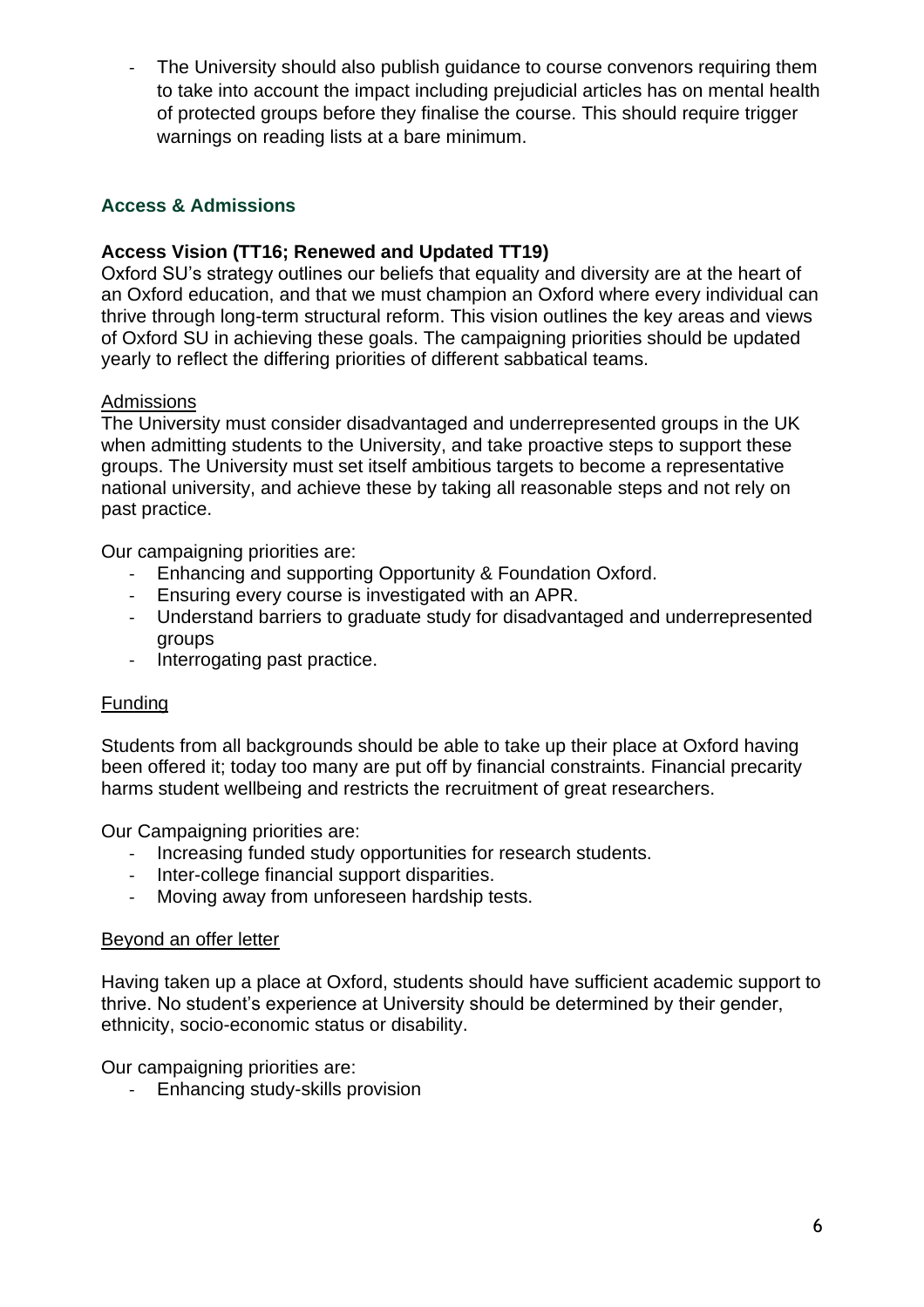- The University should also publish guidance to course convenors requiring them to take into account the impact including prejudicial articles has on mental health of protected groups before they finalise the course. This should require trigger warnings on reading lists at a bare minimum.

## Access & Admissions

### Access Vision (TT16; Renewed and Updated TT19)

Oxford SU's strategy outlines our beliefs that equality and diversity are at the heart of an Oxford education, and that we must champion an Oxford where every individual can thrive through long-term structural reform. This vision outlines the key areas and views of Oxford SU in achieving these goals. The campaigning priorities should be updated yearly to reflect the differing priorities of different sabbatical teams.

<u>Admissions</u>

The University must consider disadvantaged and underrepresented groups in the UK when admitting students to the University, and take proactive steps to support these groups. The University must set itself ambitious targets to become a representative national university, and achieve these by taking all reasonable steps and not rely on past practice.

Our campaigning priorities are:

- Enhancing and supporting Opportunity & Foundation Oxford.
- Ensuring every course is investigated with an APR.
- Understand barriers to graduate study for disadvantaged and underrepresented groups
- Interrogating past practice.

<u>Funding</u>

Students from all backgrounds should be able to take up their place at Oxford having been offered it; today too many are put off by financial constraints. Financial precarity harms student wellbeing and restricts the recruitment of great researchers.

Our Campaigning priorities are:

- Increasing funded study opportunities for research students.
- Inter-college financial support disparities.
- Moving away from unforeseen hardship tests.

<u>Beyond an offer letter</u>

Having taken up a place at Oxford, students should have sufficient academic support to thrive. No student's experience at University should be determined by their gender, ethnicity, socio-economic status or disability.

Our campaigning priorities are:

- Enhancing study-skills provision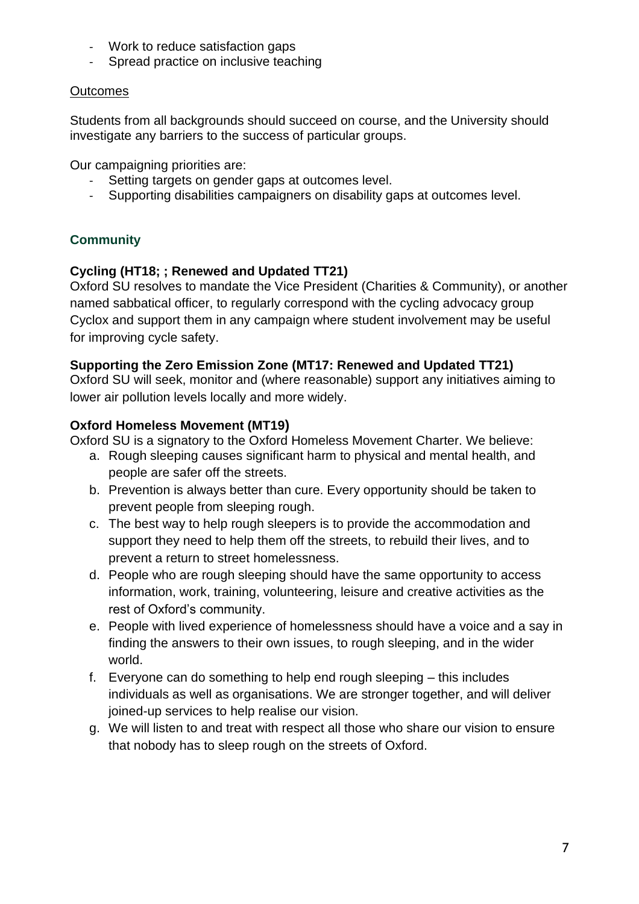- Work to reduce satisfaction gaps
- Spread practice on inclusive teaching

Outcomes

Students from all backgrounds should succeed on course, and the University should investigate any barriers to the success of particular groups.

Our campaigning priorities are:

- Setting targets on gender gaps at outcomes level.
- Supporting disabilities campaigners on disability gaps at outcomes level.

## Community

**Cycling (HT18; ; Renewed and Updated TT21)**
Oxford SU resolves to mandate the Vice President (Charities & Community), or another named sabbatical officer, to regularly correspond with the cycling advocacy group Cyclox and support them in any campaign where student involvement may be useful for improving cycle safety.

**Supporting the Zero Emission Zone (MT17: Renewed and Updated TT21)**
Oxford SU will seek, monitor and (where reasonable) support any initiatives aiming to lower air pollution levels locally and more widely.

**Oxford Homeless Movement (MT19)**
Oxford SU is a signatory to the Oxford Homeless Movement Charter. We believe:

a. Rough sleeping causes significant harm to physical and mental health, and people are safer off the streets.
b. Prevention is always better than cure. Every opportunity should be taken to prevent people from sleeping rough.
c. The best way to help rough sleepers is to provide the accommodation and support they need to help them off the streets, to rebuild their lives, and to prevent a return to street homelessness.
d. People who are rough sleeping should have the same opportunity to access information, work, training, volunteering, leisure and creative activities as the rest of Oxford's community.
e. People with lived experience of homelessness should have a voice and a say in finding the answers to their own issues, to rough sleeping, and in the wider world.
f. Everyone can do something to help end rough sleeping – this includes individuals as well as organisations. We are stronger together, and will deliver joined-up services to help realise our vision.
g. We will listen to and treat with respect all those who share our vision to ensure that nobody has to sleep rough on the streets of Oxford.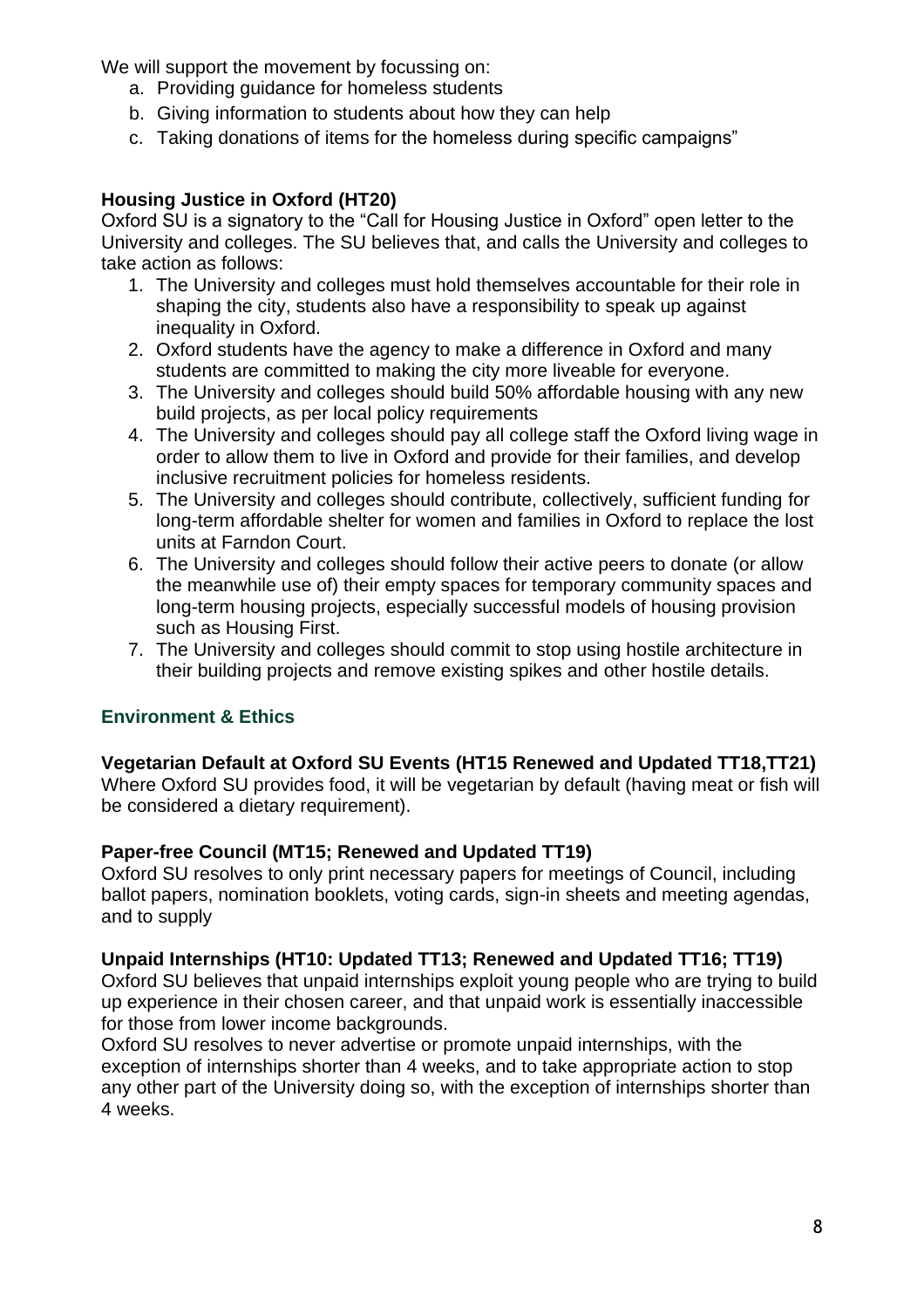We will support the movement by focussing on:

a. Providing guidance for homeless students
b. Giving information to students about how they can help
c. Taking donations of items for the homeless during specific campaigns"

**Housing Justice in Oxford (HT20)**

Oxford SU is a signatory to the "Call for Housing Justice in Oxford" open letter to the University and colleges. The SU believes that, and calls the University and colleges to take action as follows:

1. The University and colleges must hold themselves accountable for their role in shaping the city, students also have a responsibility to speak up against inequality in Oxford.
2. Oxford students have the agency to make a difference in Oxford and many students are committed to making the city more liveable for everyone.
3. The University and colleges should build 50% affordable housing with any new build projects, as per local policy requirements
4. The University and colleges should pay all college staff the Oxford living wage in order to allow them to live in Oxford and provide for their families, and develop inclusive recruitment policies for homeless residents.
5. The University and colleges should contribute, collectively, sufficient funding for long-term affordable shelter for women and families in Oxford to replace the lost units at Farndon Court.
6. The University and colleges should follow their active peers to donate (or allow the meanwhile use of) their empty spaces for temporary community spaces and long-term housing projects, especially successful models of housing provision such as Housing First.
7. The University and colleges should commit to stop using hostile architecture in their building projects and remove existing spikes and other hostile details.

## Environment & Ethics

**Vegetarian Default at Oxford SU Events (HT15 Renewed and Updated TT18,TT21)**

Where Oxford SU provides food, it will be vegetarian by default (having meat or fish will be considered a dietary requirement).

**Paper-free Council (MT15; Renewed and Updated TT19)**

Oxford SU resolves to only print necessary papers for meetings of Council, including ballot papers, nomination booklets, voting cards, sign-in sheets and meeting agendas, and to supply

**Unpaid Internships (HT10: Updated TT13; Renewed and Updated TT16; TT19)**

Oxford SU believes that unpaid internships exploit young people who are trying to build up experience in their chosen career, and that unpaid work is essentially inaccessible for those from lower income backgrounds.

Oxford SU resolves to never advertise or promote unpaid internships, with the exception of internships shorter than 4 weeks, and to take appropriate action to stop any other part of the University doing so, with the exception of internships shorter than 4 weeks.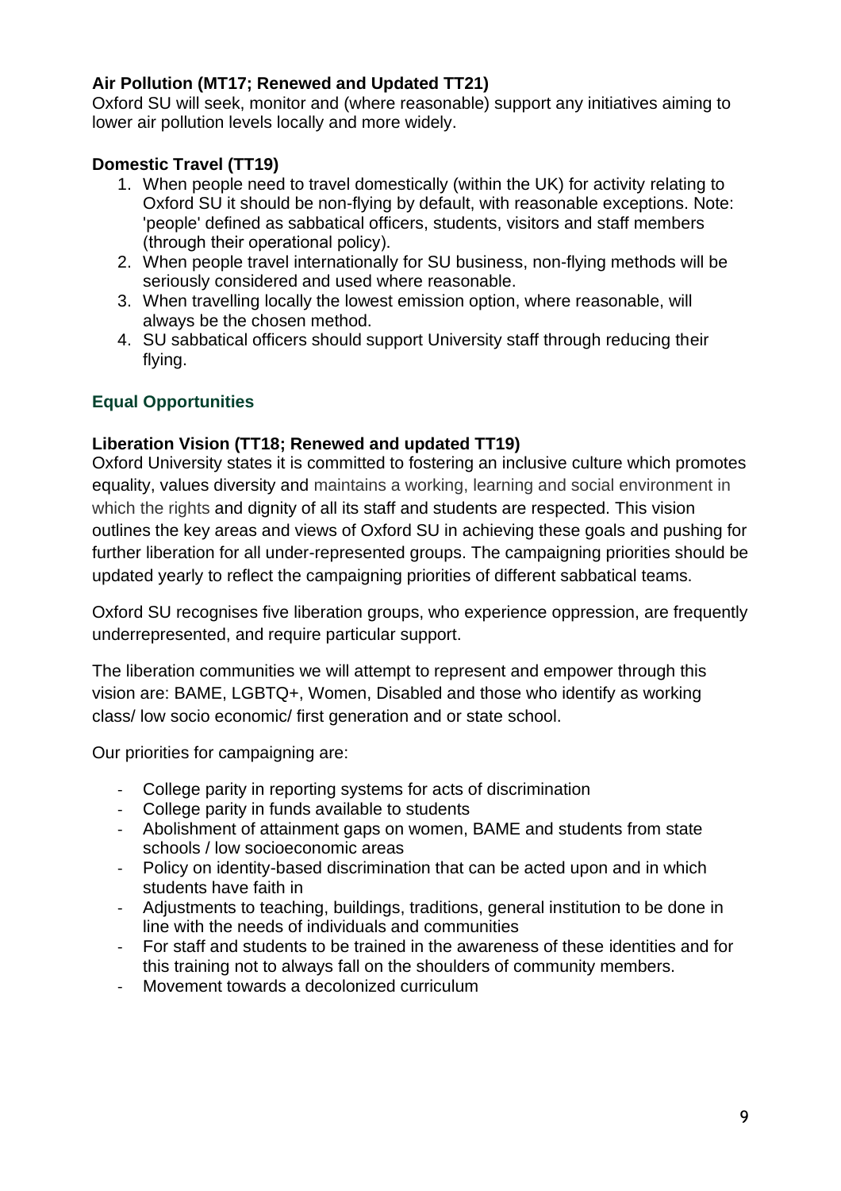**Air Pollution (MT17; Renewed and Updated TT21)**
Oxford SU will seek, monitor and (where reasonable) support any initiatives aiming to lower air pollution levels locally and more widely.

**Domestic Travel (TT19)**

1. When people need to travel domestically (within the UK) for activity relating to Oxford SU it should be non-flying by default, with reasonable exceptions. Note: 'people' defined as sabbatical officers, students, visitors and staff members (through their operational policy).
2. When people travel internationally for SU business, non-flying methods will be seriously considered and used where reasonable.
3. When travelling locally the lowest emission option, where reasonable, will always be the chosen method.
4. SU sabbatical officers should support University staff through reducing their flying.

## Equal Opportunities

**Liberation Vision (TT18; Renewed and updated TT19)**
Oxford University states it is committed to fostering an inclusive culture which promotes equality, values diversity and maintains a working, learning and social environment in which the rights and dignity of all its staff and students are respected. This vision outlines the key areas and views of Oxford SU in achieving these goals and pushing for further liberation for all under-represented groups. The campaigning priorities should be updated yearly to reflect the campaigning priorities of different sabbatical teams.

Oxford SU recognises five liberation groups, who experience oppression, are frequently underrepresented, and require particular support.

The liberation communities we will attempt to represent and empower through this vision are: BAME, LGBTQ+, Women, Disabled and those who identify as working class/ low socio economic/ first generation and or state school.

Our priorities for campaigning are:

- College parity in reporting systems for acts of discrimination
- College parity in funds available to students
- Abolishment of attainment gaps on women, BAME and students from state schools / low socioeconomic areas
- Policy on identity-based discrimination that can be acted upon and in which students have faith in
- Adjustments to teaching, buildings, traditions, general institution to be done in line with the needs of individuals and communities
- For staff and students to be trained in the awareness of these identities and for this training not to always fall on the shoulders of community members.
- Movement towards a decolonized curriculum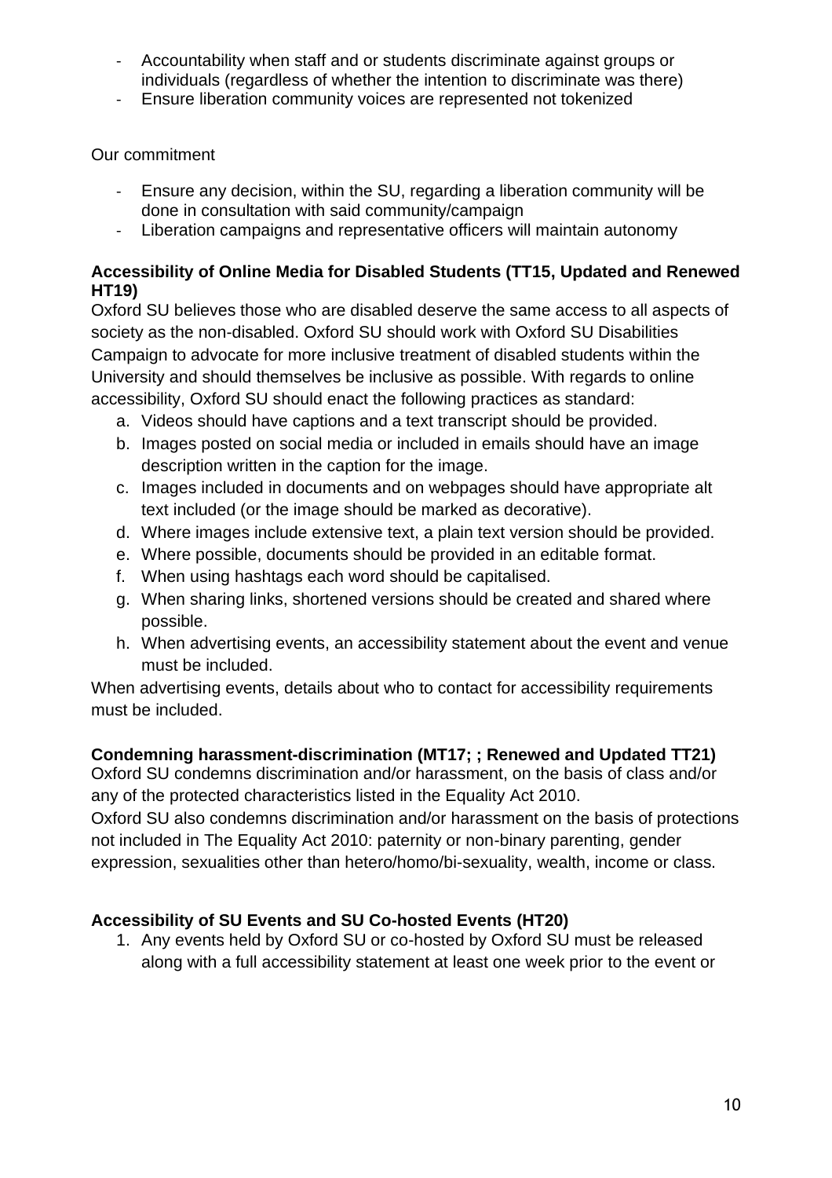- Accountability when staff and or students discriminate against groups or individuals (regardless of whether the intention to discriminate was there)
- Ensure liberation community voices are represented not tokenized

Our commitment

- Ensure any decision, within the SU, regarding a liberation community will be done in consultation with said community/campaign
- Liberation campaigns and representative officers will maintain autonomy

**Accessibility of Online Media for Disabled Students (TT15, Updated and Renewed HT19)**

Oxford SU believes those who are disabled deserve the same access to all aspects of society as the non-disabled. Oxford SU should work with Oxford SU Disabilities Campaign to advocate for more inclusive treatment of disabled students within the University and should themselves be inclusive as possible. With regards to online accessibility, Oxford SU should enact the following practices as standard:

a. Videos should have captions and a text transcript should be provided.
b. Images posted on social media or included in emails should have an image description written in the caption for the image.
c. Images included in documents and on webpages should have appropriate alt text included (or the image should be marked as decorative).
d. Where images include extensive text, a plain text version should be provided.
e. Where possible, documents should be provided in an editable format.
f. When using hashtags each word should be capitalised.
g. When sharing links, shortened versions should be created and shared where possible.
h. When advertising events, an accessibility statement about the event and venue must be included.

When advertising events, details about who to contact for accessibility requirements must be included.

**Condemning harassment-discrimination (MT17; ; Renewed and Updated TT21)**

Oxford SU condemns discrimination and/or harassment, on the basis of class and/or any of the protected characteristics listed in the Equality Act 2010.

Oxford SU also condemns discrimination and/or harassment on the basis of protections not included in The Equality Act 2010: paternity or non-binary parenting, gender expression, sexualities other than hetero/homo/bi-sexuality, wealth, income or class.

**Accessibility of SU Events and SU Co-hosted Events (HT20)**

1. Any events held by Oxford SU or co-hosted by Oxford SU must be released along with a full accessibility statement at least one week prior to the event or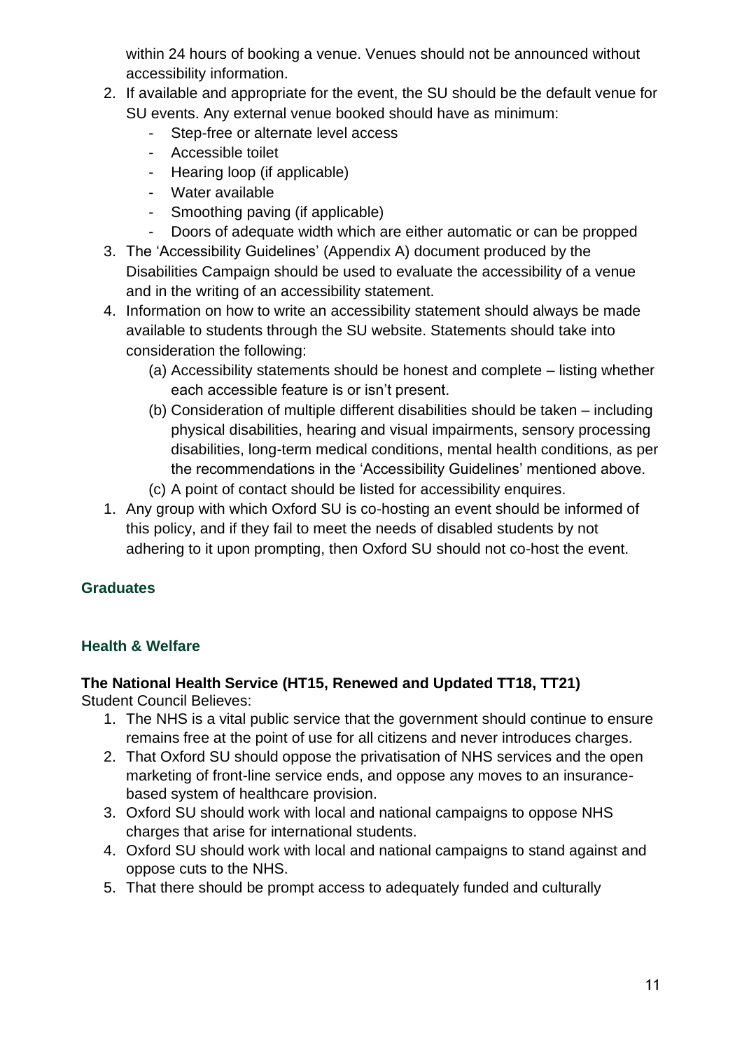within 24 hours of booking a venue. Venues should not be announced without accessibility information.

2. If available and appropriate for the event, the SU should be the default venue for SU events. Any external venue booked should have as minimum:
    - Step-free or alternate level access
    - Accessible toilet
    - Hearing loop (if applicable)
    - Water available
    - Smoothing paving (if applicable)
    - Doors of adequate width which are either automatic or can be propped
3. The 'Accessibility Guidelines' (Appendix A) document produced by the Disabilities Campaign should be used to evaluate the accessibility of a venue and in the writing of an accessibility statement.
4. Information on how to write an accessibility statement should always be made available to students through the SU website. Statements should take into consideration the following:
    (a) Accessibility statements should be honest and complete – listing whether each accessible feature is or isn't present.
    (b) Consideration of multiple different disabilities should be taken – including physical disabilities, hearing and visual impairments, sensory processing disabilities, long-term medical conditions, mental health conditions, as per the recommendations in the 'Accessibility Guidelines' mentioned above.
    (c) A point of contact should be listed for accessibility enquires.
1. Any group with which Oxford SU is co-hosting an event should be informed of this policy, and if they fail to meet the needs of disabled students by not adhering to it upon prompting, then Oxford SU should not co-host the event.

## Graduates

## Health & Welfare

### The National Health Service (HT15, Renewed and Updated TT18, TT21)

Student Council Believes:

1. The NHS is a vital public service that the government should continue to ensure remains free at the point of use for all citizens and never introduces charges.
2. That Oxford SU should oppose the privatisation of NHS services and the open marketing of front-line service ends, and oppose any moves to an insurance-based system of healthcare provision.
3. Oxford SU should work with local and national campaigns to oppose NHS charges that arise for international students.
4. Oxford SU should work with local and national campaigns to stand against and oppose cuts to the NHS.
5. That there should be prompt access to adequately funded and culturally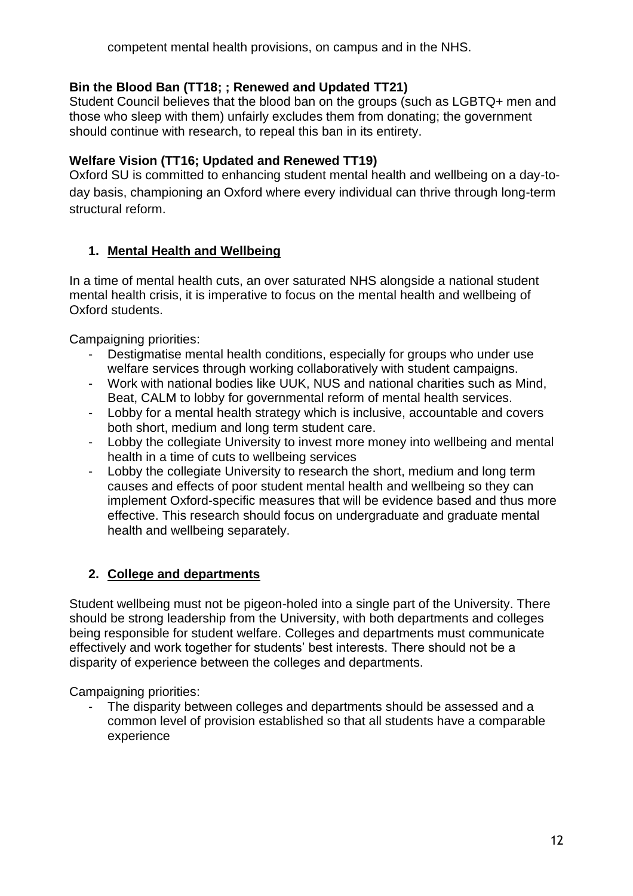competent mental health provisions, on campus and in the NHS.

**Bin the Blood Ban (TT18; ; Renewed and Updated TT21)**
Student Council believes that the blood ban on the groups (such as LGBTQ+ men and those who sleep with them) unfairly excludes them from donating; the government should continue with research, to repeal this ban in its entirety.

**Welfare Vision (TT16; Updated and Renewed TT19)**
Oxford SU is committed to enhancing student mental health and wellbeing on a day-to-day basis, championing an Oxford where every individual can thrive through long-term structural reform.

1. **Mental Health and Wellbeing**

In a time of mental health cuts, an over saturated NHS alongside a national student mental health crisis, it is imperative to focus on the mental health and wellbeing of Oxford students.

Campaigning priorities:

- Destigmatise mental health conditions, especially for groups who under use welfare services through working collaboratively with student campaigns.
- Work with national bodies like UUK, NUS and national charities such as Mind, Beat, CALM to lobby for governmental reform of mental health services.
- Lobby for a mental health strategy which is inclusive, accountable and covers both short, medium and long term student care.
- Lobby the collegiate University to invest more money into wellbeing and mental health in a time of cuts to wellbeing services
- Lobby the collegiate University to research the short, medium and long term causes and effects of poor student mental health and wellbeing so they can implement Oxford-specific measures that will be evidence based and thus more effective. This research should focus on undergraduate and graduate mental health and wellbeing separately.

2. **College and departments**

Student wellbeing must not be pigeon-holed into a single part of the University. There should be strong leadership from the University, with both departments and colleges being responsible for student welfare. Colleges and departments must communicate effectively and work together for students' best interests. There should not be a disparity of experience between the colleges and departments.

Campaigning priorities:

- The disparity between colleges and departments should be assessed and a common level of provision established so that all students have a comparable experience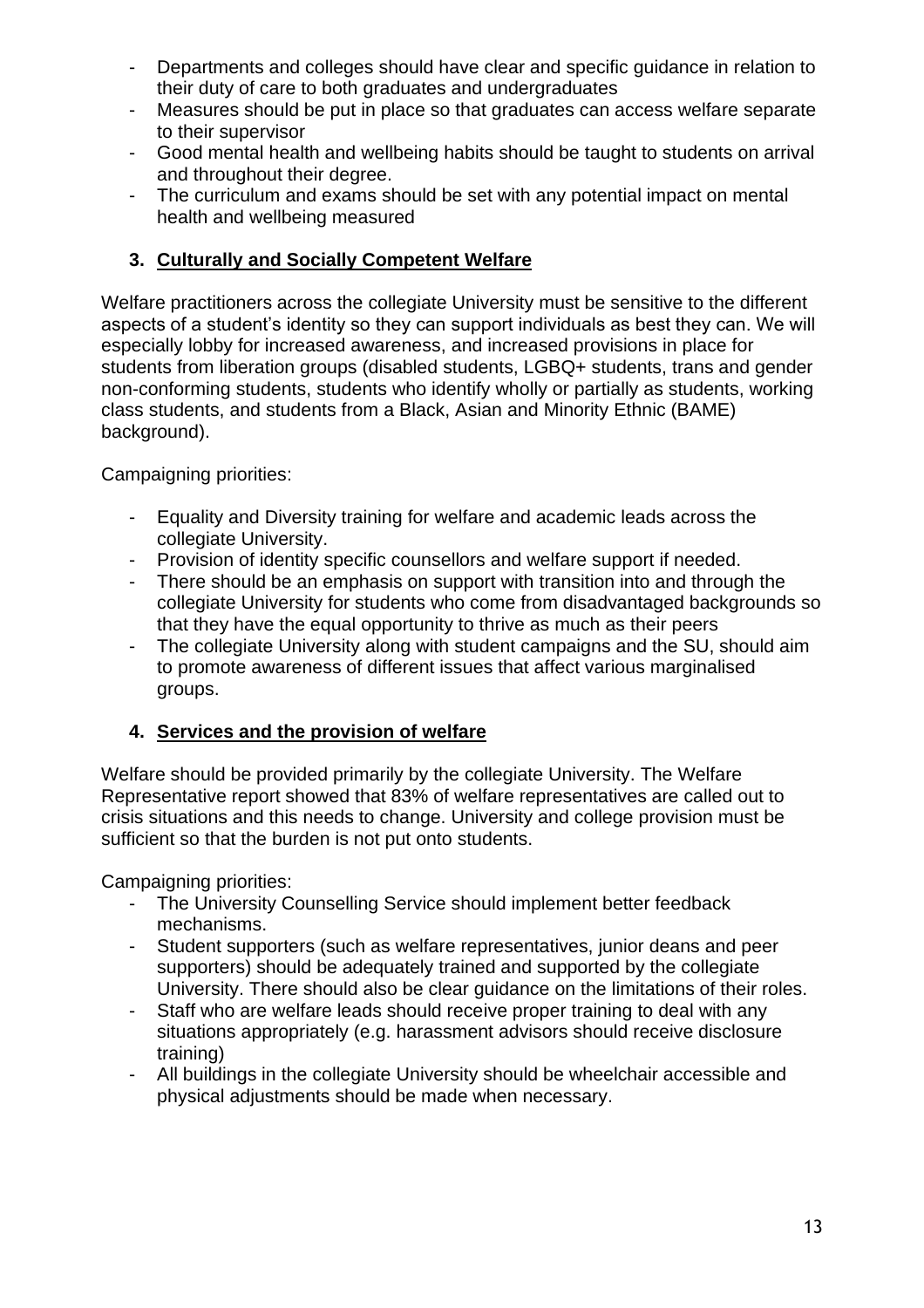- Departments and colleges should have clear and specific guidance in relation to their duty of care to both graduates and undergraduates
- Measures should be put in place so that graduates can access welfare separate to their supervisor
- Good mental health and wellbeing habits should be taught to students on arrival and throughout their degree.
- The curriculum and exams should be set with any potential impact on mental health and wellbeing measured

### 3. Culturally and Socially Competent Welfare

Welfare practitioners across the collegiate University must be sensitive to the different aspects of a student's identity so they can support individuals as best they can. We will especially lobby for increased awareness, and increased provisions in place for students from liberation groups (disabled students, LGBQ+ students, trans and gender non-conforming students, students who identify wholly or partially as students, working class students, and students from a Black, Asian and Minority Ethnic (BAME) background).

Campaigning priorities:

- Equality and Diversity training for welfare and academic leads across the collegiate University.
- Provision of identity specific counsellors and welfare support if needed.
- There should be an emphasis on support with transition into and through the collegiate University for students who come from disadvantaged backgrounds so that they have the equal opportunity to thrive as much as their peers
- The collegiate University along with student campaigns and the SU, should aim to promote awareness of different issues that affect various marginalised groups.

### 4. Services and the provision of welfare

Welfare should be provided primarily by the collegiate University. The Welfare Representative report showed that 83% of welfare representatives are called out to crisis situations and this needs to change. University and college provision must be sufficient so that the burden is not put onto students.

Campaigning priorities:

- The University Counselling Service should implement better feedback mechanisms.
- Student supporters (such as welfare representatives, junior deans and peer supporters) should be adequately trained and supported by the collegiate University. There should also be clear guidance on the limitations of their roles.
- Staff who are welfare leads should receive proper training to deal with any situations appropriately (e.g. harassment advisors should receive disclosure training)
- All buildings in the collegiate University should be wheelchair accessible and physical adjustments should be made when necessary.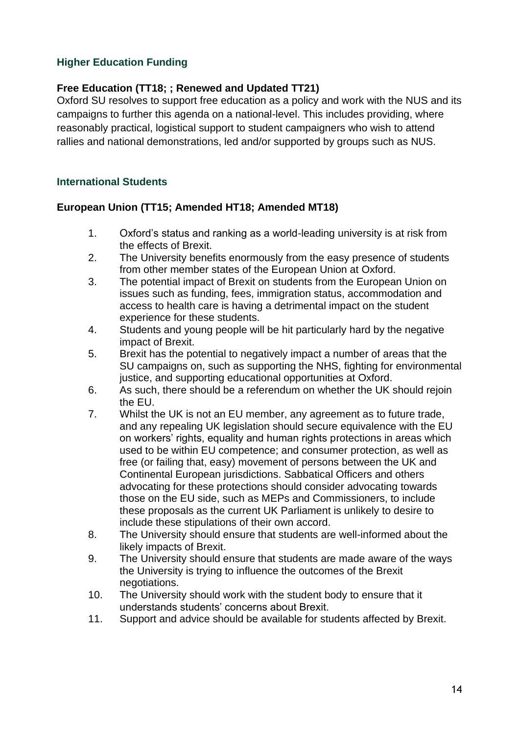## Higher Education Funding

### Free Education (TT18; ; Renewed and Updated TT21)

Oxford SU resolves to support free education as a policy and work with the NUS and its campaigns to further this agenda on a national-level. This includes providing, where reasonably practical, logistical support to student campaigners who wish to attend rallies and national demonstrations, led and/or supported by groups such as NUS.

## International Students

### European Union (TT15; Amended HT18; Amended MT18)

1. Oxford's status and ranking as a world-leading university is at risk from the effects of Brexit.
2. The University benefits enormously from the easy presence of students from other member states of the European Union at Oxford.
3. The potential impact of Brexit on students from the European Union on issues such as funding, fees, immigration status, accommodation and access to health care is having a detrimental impact on the student experience for these students.
4. Students and young people will be hit particularly hard by the negative impact of Brexit.
5. Brexit has the potential to negatively impact a number of areas that the SU campaigns on, such as supporting the NHS, fighting for environmental justice, and supporting educational opportunities at Oxford.
6. As such, there should be a referendum on whether the UK should rejoin the EU.
7. Whilst the UK is not an EU member, any agreement as to future trade, and any repealing UK legislation should secure equivalence with the EU on workers' rights, equality and human rights protections in areas which used to be within EU competence; and consumer protection, as well as free (or failing that, easy) movement of persons between the UK and Continental European jurisdictions. Sabbatical Officers and others advocating for these protections should consider advocating towards those on the EU side, such as MEPs and Commissioners, to include these proposals as the current UK Parliament is unlikely to desire to include these stipulations of their own accord.
8. The University should ensure that students are well-informed about the likely impacts of Brexit.
9. The University should ensure that students are made aware of the ways the University is trying to influence the outcomes of the Brexit negotiations.
10. The University should work with the student body to ensure that it understands students' concerns about Brexit.
11. Support and advice should be available for students affected by Brexit.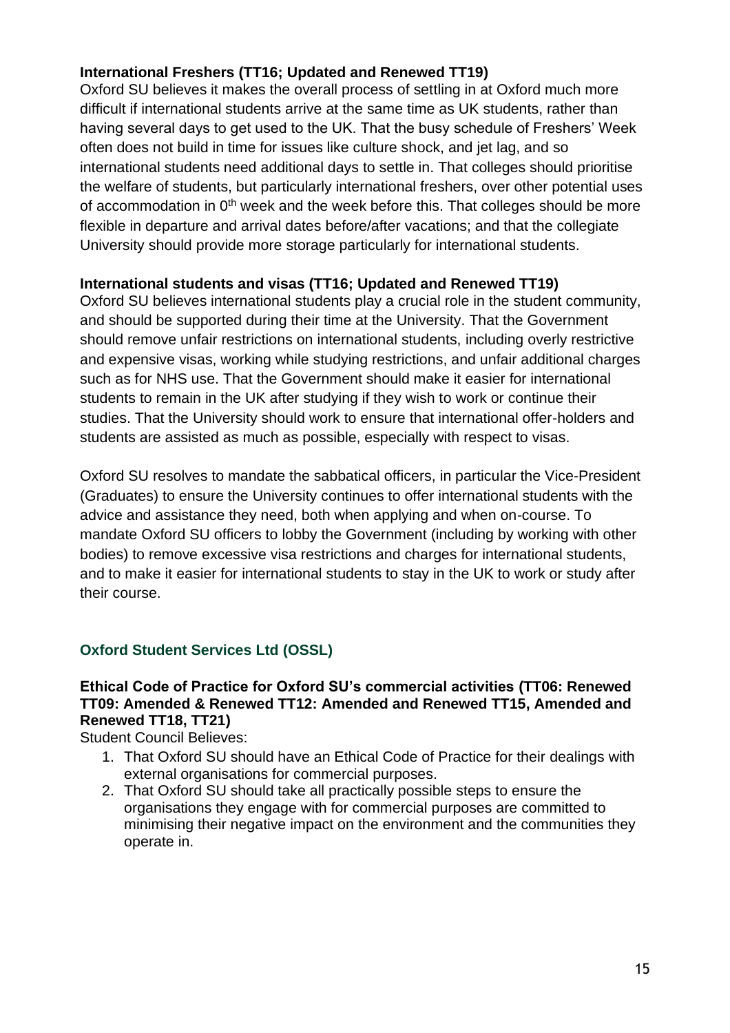**International Freshers (TT16; Updated and Renewed TT19)**
Oxford SU believes it makes the overall process of settling in at Oxford much more difficult if international students arrive at the same time as UK students, rather than having several days to get used to the UK. That the busy schedule of Freshers' Week often does not build in time for issues like culture shock, and jet lag, and so international students need additional days to settle in. That colleges should prioritise the welfare of students, but particularly international freshers, over other potential uses of accommodation in 0th week and the week before this. That colleges should be more flexible in departure and arrival dates before/after vacations; and that the collegiate University should provide more storage particularly for international students.

**International students and visas (TT16; Updated and Renewed TT19)**
Oxford SU believes international students play a crucial role in the student community, and should be supported during their time at the University. That the Government should remove unfair restrictions on international students, including overly restrictive and expensive visas, working while studying restrictions, and unfair additional charges such as for NHS use. That the Government should make it easier for international students to remain in the UK after studying if they wish to work or continue their studies. That the University should work to ensure that international offer-holders and students are assisted as much as possible, especially with respect to visas.

Oxford SU resolves to mandate the sabbatical officers, in particular the Vice-President (Graduates) to ensure the University continues to offer international students with the advice and assistance they need, both when applying and when on-course. To mandate Oxford SU officers to lobby the Government (including by working with other bodies) to remove excessive visa restrictions and charges for international students, and to make it easier for international students to stay in the UK to work or study after their course.

## Oxford Student Services Ltd (OSSL)

**Ethical Code of Practice for Oxford SU's commercial activities (TT06: Renewed TT09: Amended & Renewed TT12: Amended and Renewed TT15, Amended and Renewed TT18, TT21)**
Student Council Believes:

1. That Oxford SU should have an Ethical Code of Practice for their dealings with external organisations for commercial purposes.
2. That Oxford SU should take all practically possible steps to ensure the organisations they engage with for commercial purposes are committed to minimising their negative impact on the environment and the communities they operate in.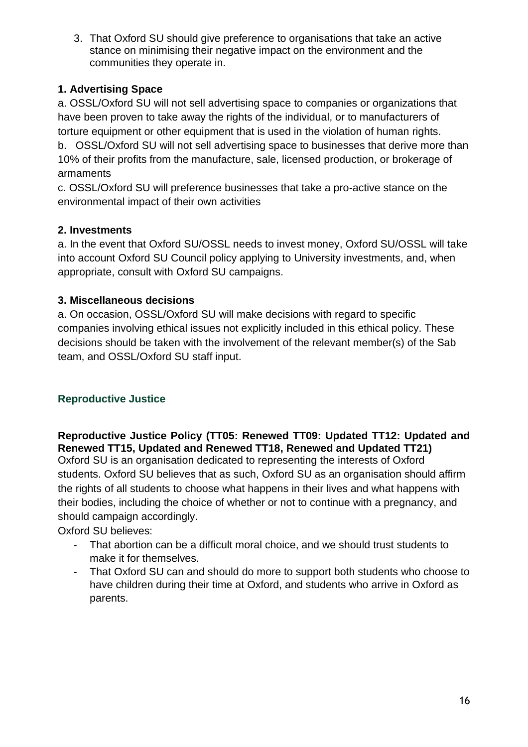3. That Oxford SU should give preference to organisations that take an active stance on minimising their negative impact on the environment and the communities they operate in.

**1. Advertising Space**

a. OSSL/Oxford SU will not sell advertising space to companies or organizations that have been proven to take away the rights of the individual, or to manufacturers of torture equipment or other equipment that is used in the violation of human rights.

b. OSSL/Oxford SU will not sell advertising space to businesses that derive more than 10% of their profits from the manufacture, sale, licensed production, or brokerage of armaments

c. OSSL/Oxford SU will preference businesses that take a pro-active stance on the environmental impact of their own activities

**2. Investments**

a. In the event that Oxford SU/OSSL needs to invest money, Oxford SU/OSSL will take into account Oxford SU Council policy applying to University investments, and, when appropriate, consult with Oxford SU campaigns.

**3. Miscellaneous decisions**

a. On occasion, OSSL/Oxford SU will make decisions with regard to specific companies involving ethical issues not explicitly included in this ethical policy. These decisions should be taken with the involvement of the relevant member(s) of the Sab team, and OSSL/Oxford SU staff input.

## Reproductive Justice

**Reproductive Justice Policy (TT05: Renewed TT09: Updated TT12: Updated and Renewed TT15, Updated and Renewed TT18, Renewed and Updated TT21)**

Oxford SU is an organisation dedicated to representing the interests of Oxford students. Oxford SU believes that as such, Oxford SU as an organisation should affirm the rights of all students to choose what happens in their lives and what happens with their bodies, including the choice of whether or not to continue with a pregnancy, and should campaign accordingly.

Oxford SU believes:

- That abortion can be a difficult moral choice, and we should trust students to make it for themselves.
- That Oxford SU can and should do more to support both students who choose to have children during their time at Oxford, and students who arrive in Oxford as parents.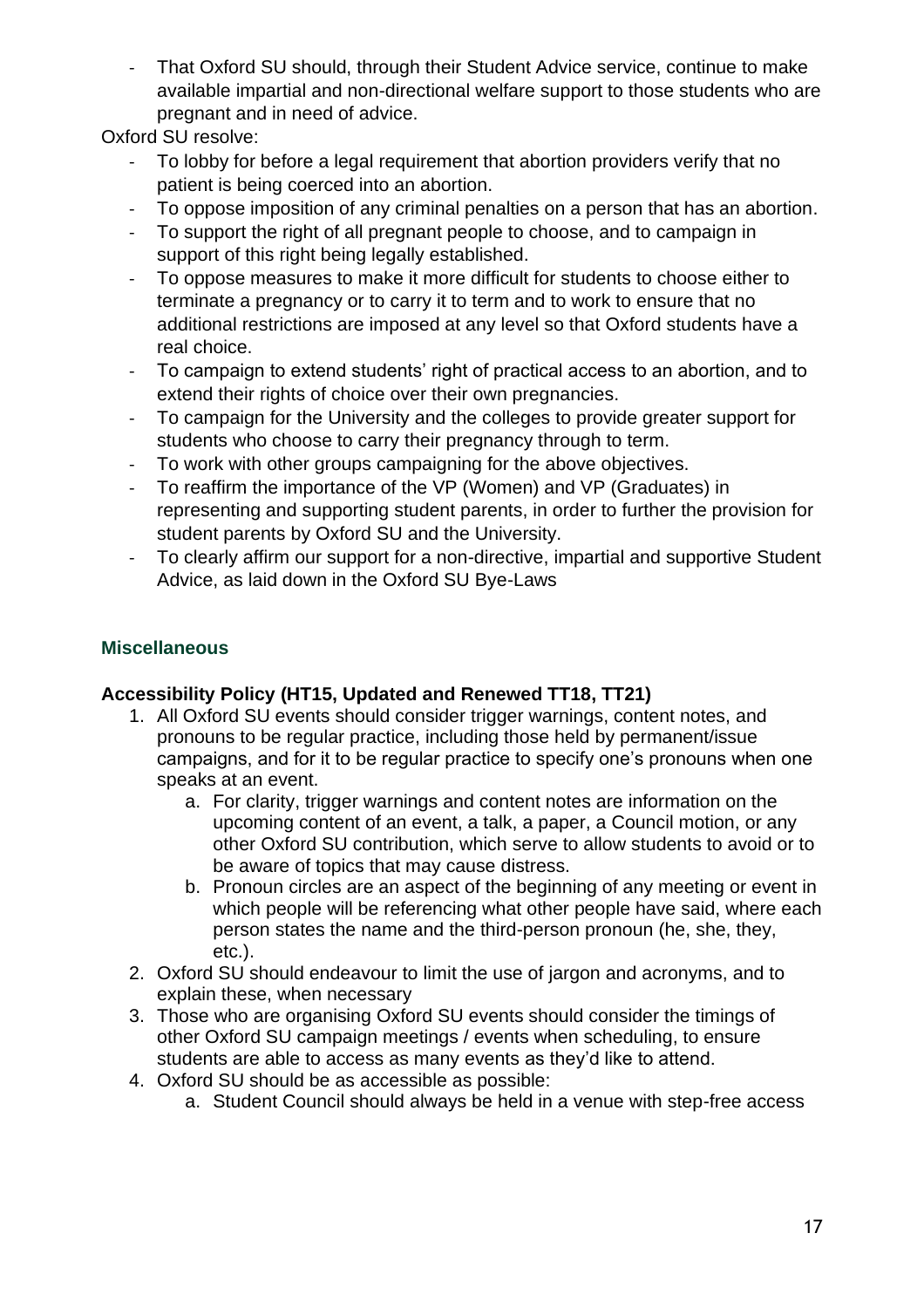- That Oxford SU should, through their Student Advice service, continue to make available impartial and non-directional welfare support to those students who are pregnant and in need of advice.

Oxford SU resolve:

- To lobby for before a legal requirement that abortion providers verify that no patient is being coerced into an abortion.
- To oppose imposition of any criminal penalties on a person that has an abortion.
- To support the right of all pregnant people to choose, and to campaign in support of this right being legally established.
- To oppose measures to make it more difficult for students to choose either to terminate a pregnancy or to carry it to term and to work to ensure that no additional restrictions are imposed at any level so that Oxford students have a real choice.
- To campaign to extend students' right of practical access to an abortion, and to extend their rights of choice over their own pregnancies.
- To campaign for the University and the colleges to provide greater support for students who choose to carry their pregnancy through to term.
- To work with other groups campaigning for the above objectives.
- To reaffirm the importance of the VP (Women) and VP (Graduates) in representing and supporting student parents, in order to further the provision for student parents by Oxford SU and the University.
- To clearly affirm our support for a non-directive, impartial and supportive Student Advice, as laid down in the Oxford SU Bye-Laws

## Miscellaneous

**Accessibility Policy (HT15, Updated and Renewed TT18, TT21)**

1. All Oxford SU events should consider trigger warnings, content notes, and pronouns to be regular practice, including those held by permanent/issue campaigns, and for it to be regular practice to specify one's pronouns when one speaks at an event.
   a. For clarity, trigger warnings and content notes are information on the upcoming content of an event, a talk, a paper, a Council motion, or any other Oxford SU contribution, which serve to allow students to avoid or to be aware of topics that may cause distress.
   b. Pronoun circles are an aspect of the beginning of any meeting or event in which people will be referencing what other people have said, where each person states the name and the third-person pronoun (he, she, they, etc.).
2. Oxford SU should endeavour to limit the use of jargon and acronyms, and to explain these, when necessary
3. Those who are organising Oxford SU events should consider the timings of other Oxford SU campaign meetings / events when scheduling, to ensure students are able to access as many events as they'd like to attend.
4. Oxford SU should be as accessible as possible:
   a. Student Council should always be held in a venue with step-free access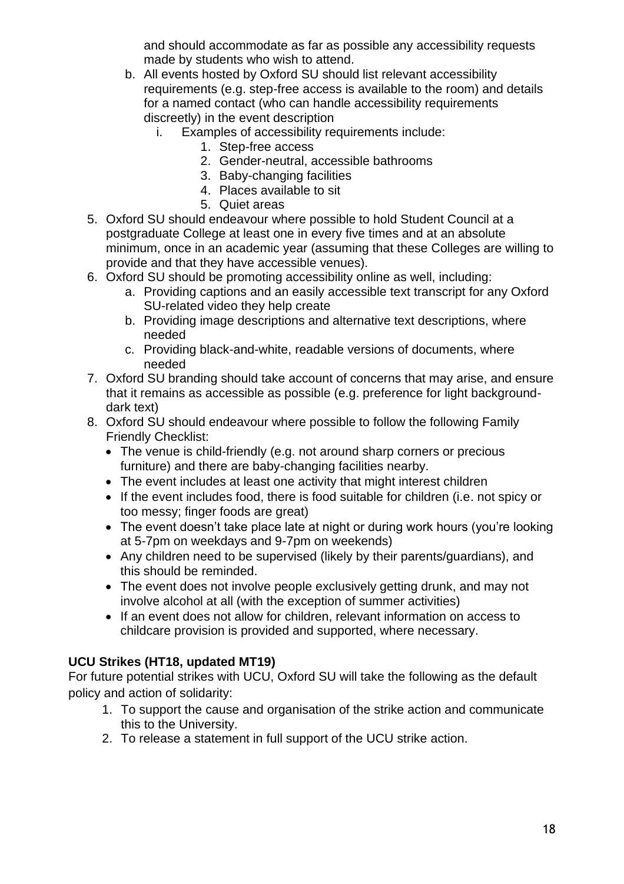and should accommodate as far as possible any accessibility requests made by students who wish to attend.

   b. All events hosted by Oxford SU should list relevant accessibility requirements (e.g. step-free access is available to the room) and details for a named contact (who can handle accessibility requirements discreetly) in the event description
      i. Examples of accessibility requirements include:
         1. Step-free access
         2. Gender-neutral, accessible bathrooms
         3. Baby-changing facilities
         4. Places available to sit
         5. Quiet areas

5. Oxford SU should endeavour where possible to hold Student Council at a postgraduate College at least one in every five times and at an absolute minimum, once in an academic year (assuming that these Colleges are willing to provide and that they have accessible venues).
6. Oxford SU should be promoting accessibility online as well, including:
   a. Providing captions and an easily accessible text transcript for any Oxford SU-related video they help create
   b. Providing image descriptions and alternative text descriptions, where needed
   c. Providing black-and-white, readable versions of documents, where needed
7. Oxford SU branding should take account of concerns that may arise, and ensure that it remains as accessible as possible (e.g. preference for light background-dark text)
8. Oxford SU should endeavour where possible to follow the following Family Friendly Checklist:
   - The venue is child-friendly (e.g. not around sharp corners or precious furniture) and there are baby-changing facilities nearby.
   - The event includes at least one activity that might interest children
   - If the event includes food, there is food suitable for children (i.e. not spicy or too messy; finger foods are great)
   - The event doesn't take place late at night or during work hours (you're looking at 5-7pm on weekdays and 9-7pm on weekends)
   - Any children need to be supervised (likely by their parents/guardians), and this should be reminded.
   - The event does not involve people exclusively getting drunk, and may not involve alcohol at all (with the exception of summer activities)
   - If an event does not allow for children, relevant information on access to childcare provision is provided and supported, where necessary.

**UCU Strikes (HT18, updated MT19)**

For future potential strikes with UCU, Oxford SU will take the following as the default policy and action of solidarity:

1. To support the cause and organisation of the strike action and communicate this to the University.
2. To release a statement in full support of the UCU strike action.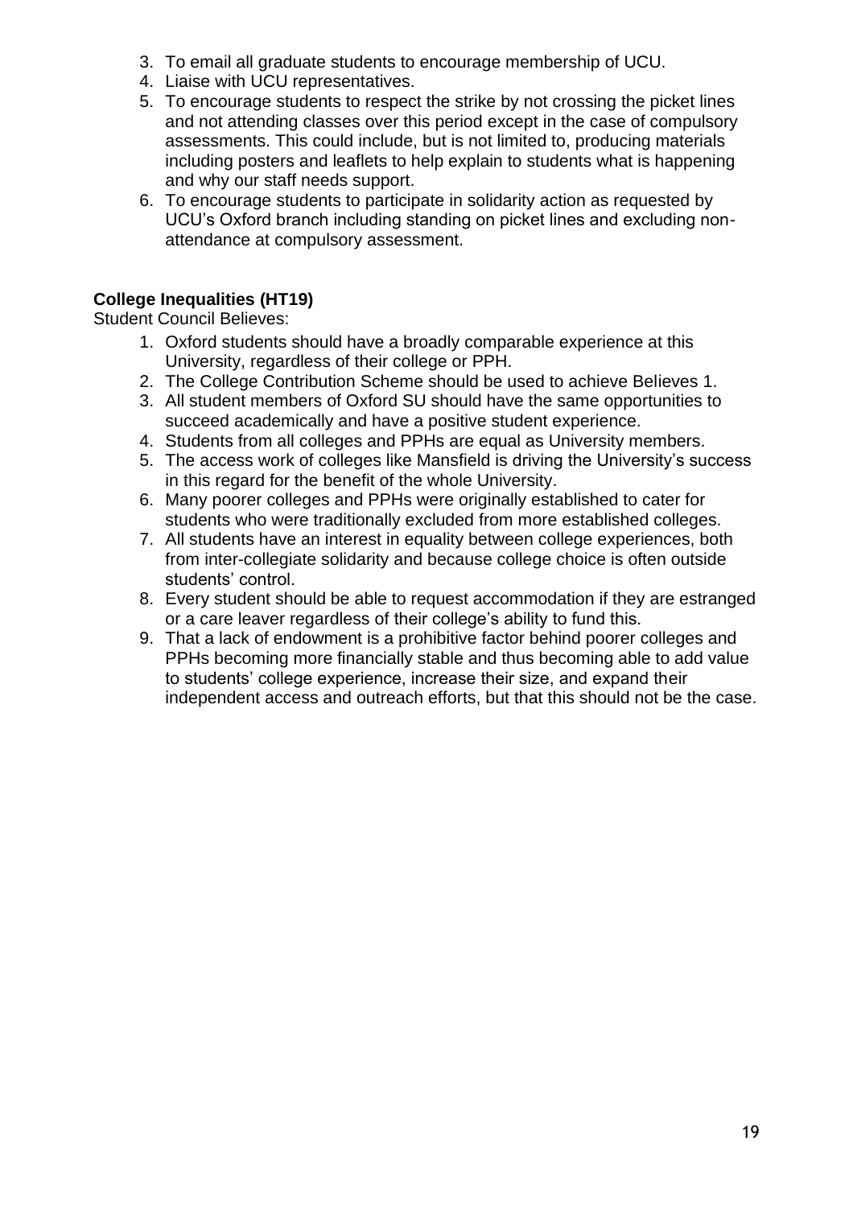3. To email all graduate students to encourage membership of UCU.
4. Liaise with UCU representatives.
5. To encourage students to respect the strike by not crossing the picket lines and not attending classes over this period except in the case of compulsory assessments. This could include, but is not limited to, producing materials including posters and leaflets to help explain to students what is happening and why our staff needs support.
6. To encourage students to participate in solidarity action as requested by UCU's Oxford branch including standing on picket lines and excluding non-attendance at compulsory assessment.

**College Inequalities (HT19)**

Student Council Believes:

1. Oxford students should have a broadly comparable experience at this University, regardless of their college or PPH.
2. The College Contribution Scheme should be used to achieve Believes 1.
3. All student members of Oxford SU should have the same opportunities to succeed academically and have a positive student experience.
4. Students from all colleges and PPHs are equal as University members.
5. The access work of colleges like Mansfield is driving the University's success in this regard for the benefit of the whole University.
6. Many poorer colleges and PPHs were originally established to cater for students who were traditionally excluded from more established colleges.
7. All students have an interest in equality between college experiences, both from inter-collegiate solidarity and because college choice is often outside students' control.
8. Every student should be able to request accommodation if they are estranged or a care leaver regardless of their college's ability to fund this.
9. That a lack of endowment is a prohibitive factor behind poorer colleges and PPHs becoming more financially stable and thus becoming able to add value to students' college experience, increase their size, and expand their independent access and outreach efforts, but that this should not be the case.